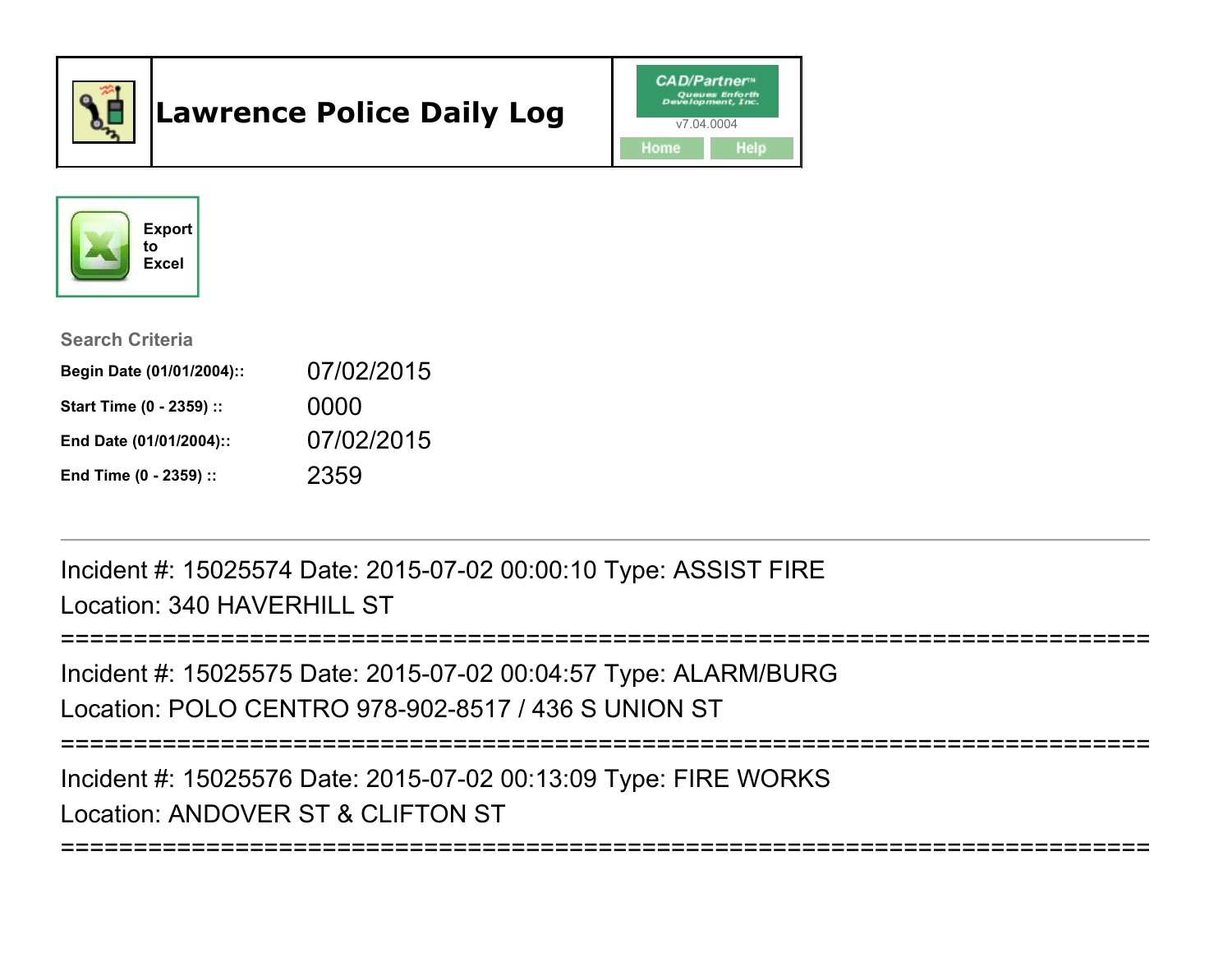# Lawrence Police Daily Log

CAD/Partner™ Queues Enforth Development, Inc.
v7.04.0004
Home Help

Export to Excel

**Search Criteria**

| | |
|---|---|
| **Begin Date (01/01/2004)::** | 07/02/2015 |
| **Start Time (0 - 2359) ::** | 0000 |
| **End Date (01/01/2004)::** | 07/02/2015 |
| **End Time (0 - 2359) ::** | 2359 |

---

Incident #: 15025574 Date: 2015-07-02 00:00:10 Type: ASSIST FIRE
Location: 340 HAVERHILL ST

===========================================================================

Incident #: 15025575 Date: 2015-07-02 00:04:57 Type: ALARM/BURG
Location: POLO CENTRO 978-902-8517 / 436 S UNION ST

===========================================================================

Incident #: 15025576 Date: 2015-07-02 00:13:09 Type: FIRE WORKS
Location: ANDOVER ST & CLIFTON ST

===========================================================================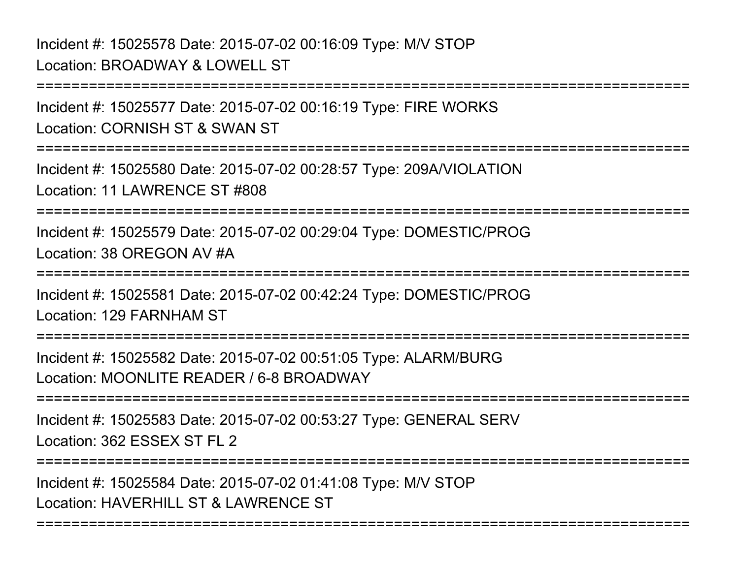Incident #: 15025578 Date: 2015-07-02 00:16:09 Type: M/V STOP
Location: BROADWAY & LOWELL ST

===========================================================================

Incident #: 15025577 Date: 2015-07-02 00:16:19 Type: FIRE WORKS
Location: CORNISH ST & SWAN ST

===========================================================================

Incident #: 15025580 Date: 2015-07-02 00:28:57 Type: 209A/VIOLATION
Location: 11 LAWRENCE ST #808

===========================================================================

Incident #: 15025579 Date: 2015-07-02 00:29:04 Type: DOMESTIC/PROG
Location: 38 OREGON AV #A

===========================================================================

Incident #: 15025581 Date: 2015-07-02 00:42:24 Type: DOMESTIC/PROG
Location: 129 FARNHAM ST

===========================================================================

Incident #: 15025582 Date: 2015-07-02 00:51:05 Type: ALARM/BURG
Location: MOONLITE READER / 6-8 BROADWAY

===========================================================================

Incident #: 15025583 Date: 2015-07-02 00:53:27 Type: GENERAL SERV
Location: 362 ESSEX ST FL 2

===========================================================================

Incident #: 15025584 Date: 2015-07-02 01:41:08 Type: M/V STOP
Location: HAVERHILL ST & LAWRENCE ST

===========================================================================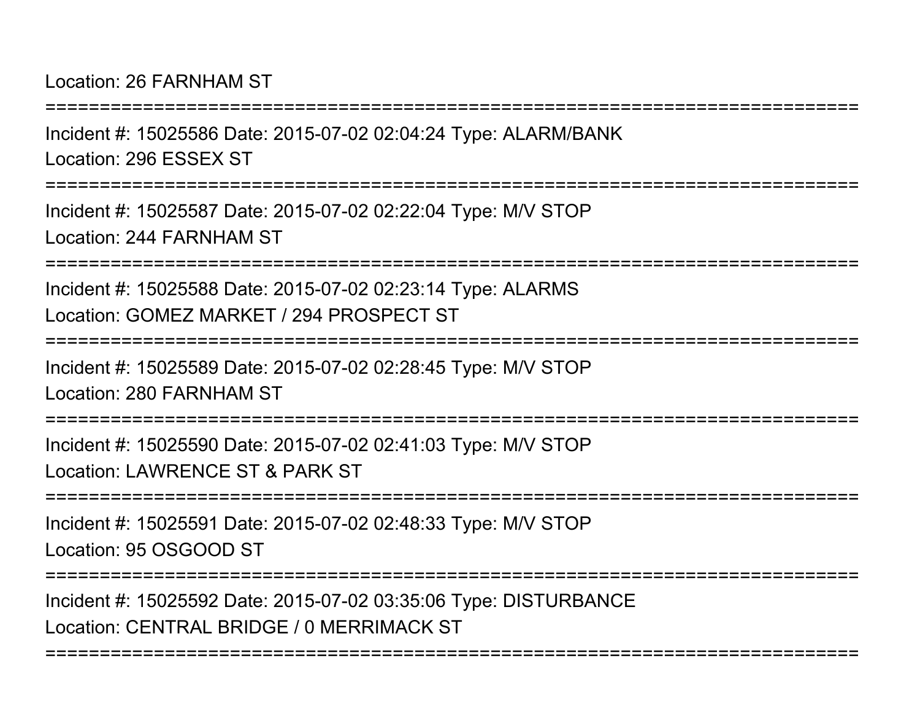Location: 26 FARNHAM ST

===========================================================================

Incident #: 15025586 Date: 2015-07-02 02:04:24 Type: ALARM/BANK

Location: 296 ESSEX ST

===========================================================================

Incident #: 15025587 Date: 2015-07-02 02:22:04 Type: M/V STOP

Location: 244 FARNHAM ST

===========================================================================

Incident #: 15025588 Date: 2015-07-02 02:23:14 Type: ALARMS

Location: GOMEZ MARKET / 294 PROSPECT ST

===========================================================================

Incident #: 15025589 Date: 2015-07-02 02:28:45 Type: M/V STOP

Location: 280 FARNHAM ST

===========================================================================

Incident #: 15025590 Date: 2015-07-02 02:41:03 Type: M/V STOP

Location: LAWRENCE ST & PARK ST

===========================================================================

Incident #: 15025591 Date: 2015-07-02 02:48:33 Type: M/V STOP

Location: 95 OSGOOD ST

===========================================================================

Incident #: 15025592 Date: 2015-07-02 03:35:06 Type: DISTURBANCE

Location: CENTRAL BRIDGE / 0 MERRIMACK ST

===========================================================================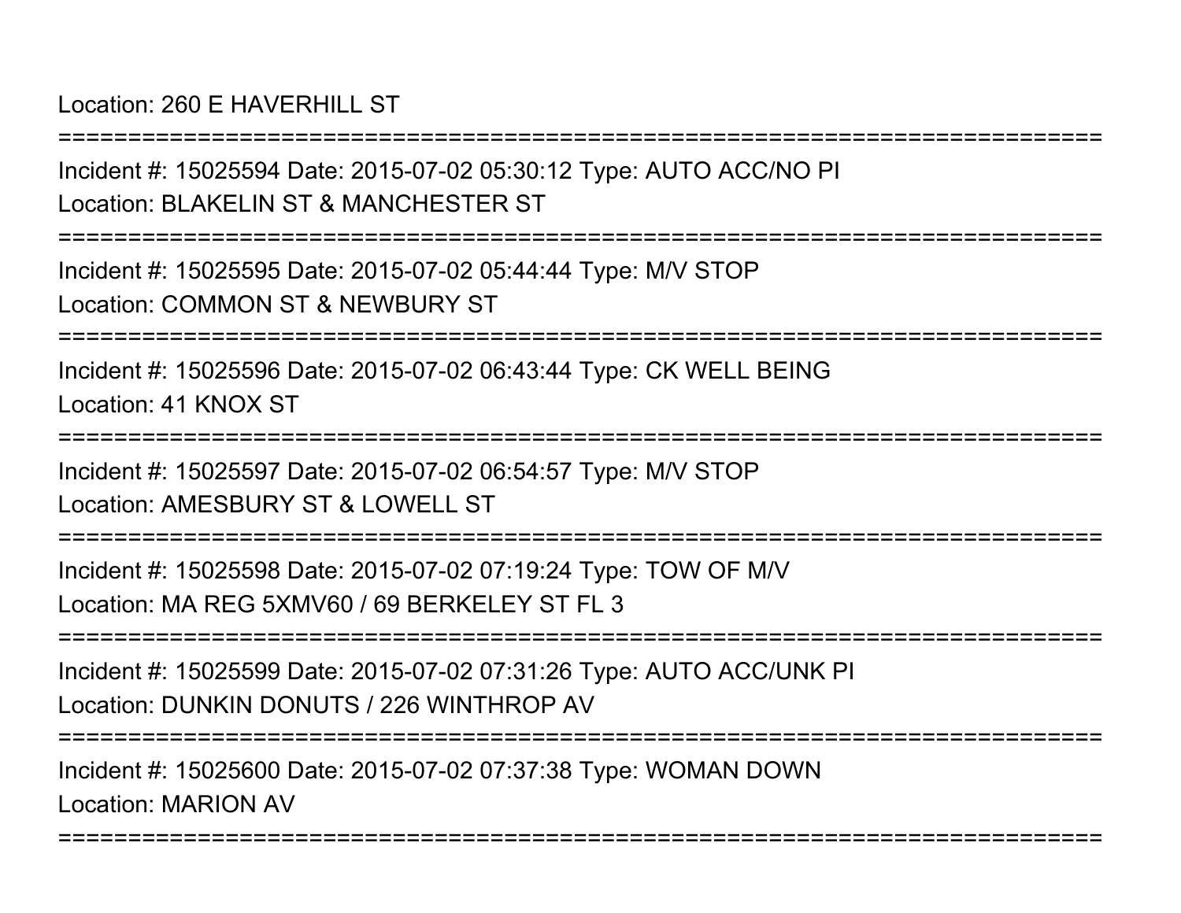Location: 260 E HAVERHILL ST

===========================================================================

Incident #: 15025594 Date: 2015-07-02 05:30:12 Type: AUTO ACC/NO PI

Location: BLAKELIN ST & MANCHESTER ST

===========================================================================

Incident #: 15025595 Date: 2015-07-02 05:44:44 Type: M/V STOP

Location: COMMON ST & NEWBURY ST

===========================================================================

Incident #: 15025596 Date: 2015-07-02 06:43:44 Type: CK WELL BEING

Location: 41 KNOX ST

===========================================================================

Incident #: 15025597 Date: 2015-07-02 06:54:57 Type: M/V STOP

Location: AMESBURY ST & LOWELL ST

===========================================================================

Incident #: 15025598 Date: 2015-07-02 07:19:24 Type: TOW OF M/V

Location: MA REG 5XMV60 / 69 BERKELEY ST FL 3

===========================================================================

Incident #: 15025599 Date: 2015-07-02 07:31:26 Type: AUTO ACC/UNK PI

Location: DUNKIN DONUTS / 226 WINTHROP AV

===========================================================================

Incident #: 15025600 Date: 2015-07-02 07:37:38 Type: WOMAN DOWN

Location: MARION AV

===========================================================================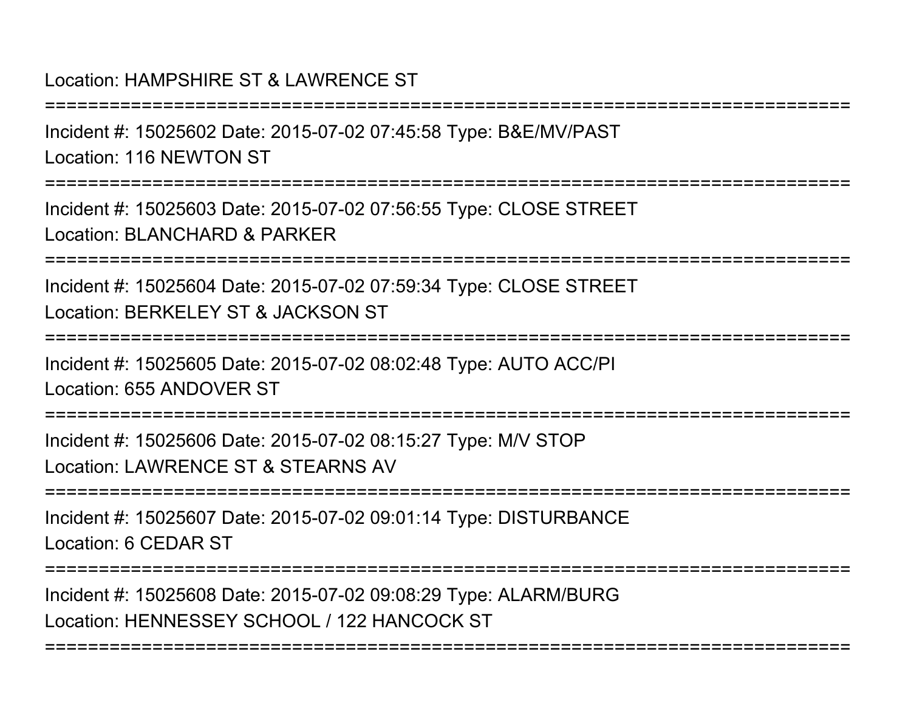Location: HAMPSHIRE ST & LAWRENCE ST

===========================================================================

Incident #: 15025602 Date: 2015-07-02 07:45:58 Type: B&E/MV/PAST
Location: 116 NEWTON ST

===========================================================================

Incident #: 15025603 Date: 2015-07-02 07:56:55 Type: CLOSE STREET
Location: BLANCHARD & PARKER

===========================================================================

Incident #: 15025604 Date: 2015-07-02 07:59:34 Type: CLOSE STREET
Location: BERKELEY ST & JACKSON ST

===========================================================================

Incident #: 15025605 Date: 2015-07-02 08:02:48 Type: AUTO ACC/PI
Location: 655 ANDOVER ST

===========================================================================

Incident #: 15025606 Date: 2015-07-02 08:15:27 Type: M/V STOP
Location: LAWRENCE ST & STEARNS AV

===========================================================================

Incident #: 15025607 Date: 2015-07-02 09:01:14 Type: DISTURBANCE
Location: 6 CEDAR ST

===========================================================================

Incident #: 15025608 Date: 2015-07-02 09:08:29 Type: ALARM/BURG
Location: HENNESSEY SCHOOL / 122 HANCOCK ST

===========================================================================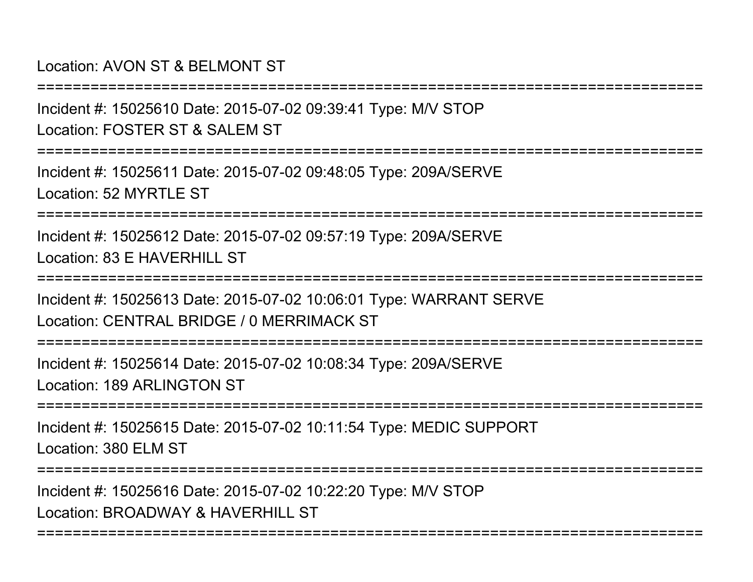Location: AVON ST & BELMONT ST

===========================================================================

Incident #: 15025610 Date: 2015-07-02 09:39:41 Type: M/V STOP

Location: FOSTER ST & SALEM ST

===========================================================================

Incident #: 15025611 Date: 2015-07-02 09:48:05 Type: 209A/SERVE

Location: 52 MYRTLE ST

===========================================================================

Incident #: 15025612 Date: 2015-07-02 09:57:19 Type: 209A/SERVE

Location: 83 E HAVERHILL ST

===========================================================================

Incident #: 15025613 Date: 2015-07-02 10:06:01 Type: WARRANT SERVE

Location: CENTRAL BRIDGE / 0 MERRIMACK ST

===========================================================================

Incident #: 15025614 Date: 2015-07-02 10:08:34 Type: 209A/SERVE

Location: 189 ARLINGTON ST

===========================================================================

Incident #: 15025615 Date: 2015-07-02 10:11:54 Type: MEDIC SUPPORT

Location: 380 ELM ST

===========================================================================

Incident #: 15025616 Date: 2015-07-02 10:22:20 Type: M/V STOP

Location: BROADWAY & HAVERHILL ST

===========================================================================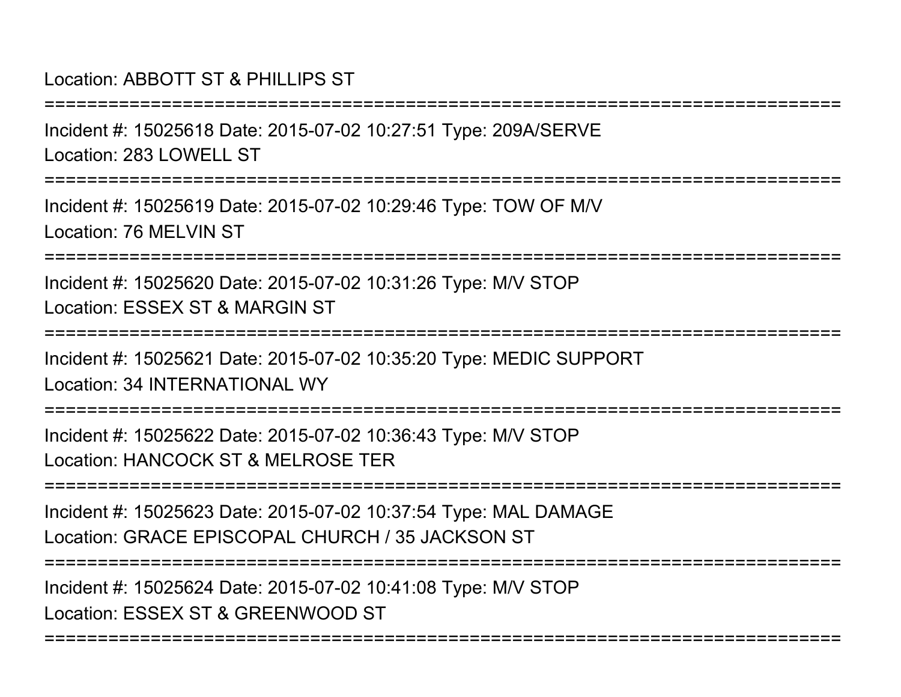Location: ABBOTT ST & PHILLIPS ST

===========================================================================

Incident #: 15025618 Date: 2015-07-02 10:27:51 Type: 209A/SERVE
Location: 283 LOWELL ST

===========================================================================

Incident #: 15025619 Date: 2015-07-02 10:29:46 Type: TOW OF M/V
Location: 76 MELVIN ST

===========================================================================

Incident #: 15025620 Date: 2015-07-02 10:31:26 Type: M/V STOP
Location: ESSEX ST & MARGIN ST

===========================================================================

Incident #: 15025621 Date: 2015-07-02 10:35:20 Type: MEDIC SUPPORT
Location: 34 INTERNATIONAL WY

===========================================================================

Incident #: 15025622 Date: 2015-07-02 10:36:43 Type: M/V STOP
Location: HANCOCK ST & MELROSE TER

===========================================================================

Incident #: 15025623 Date: 2015-07-02 10:37:54 Type: MAL DAMAGE
Location: GRACE EPISCOPAL CHURCH / 35 JACKSON ST

===========================================================================

Incident #: 15025624 Date: 2015-07-02 10:41:08 Type: M/V STOP
Location: ESSEX ST & GREENWOOD ST

===========================================================================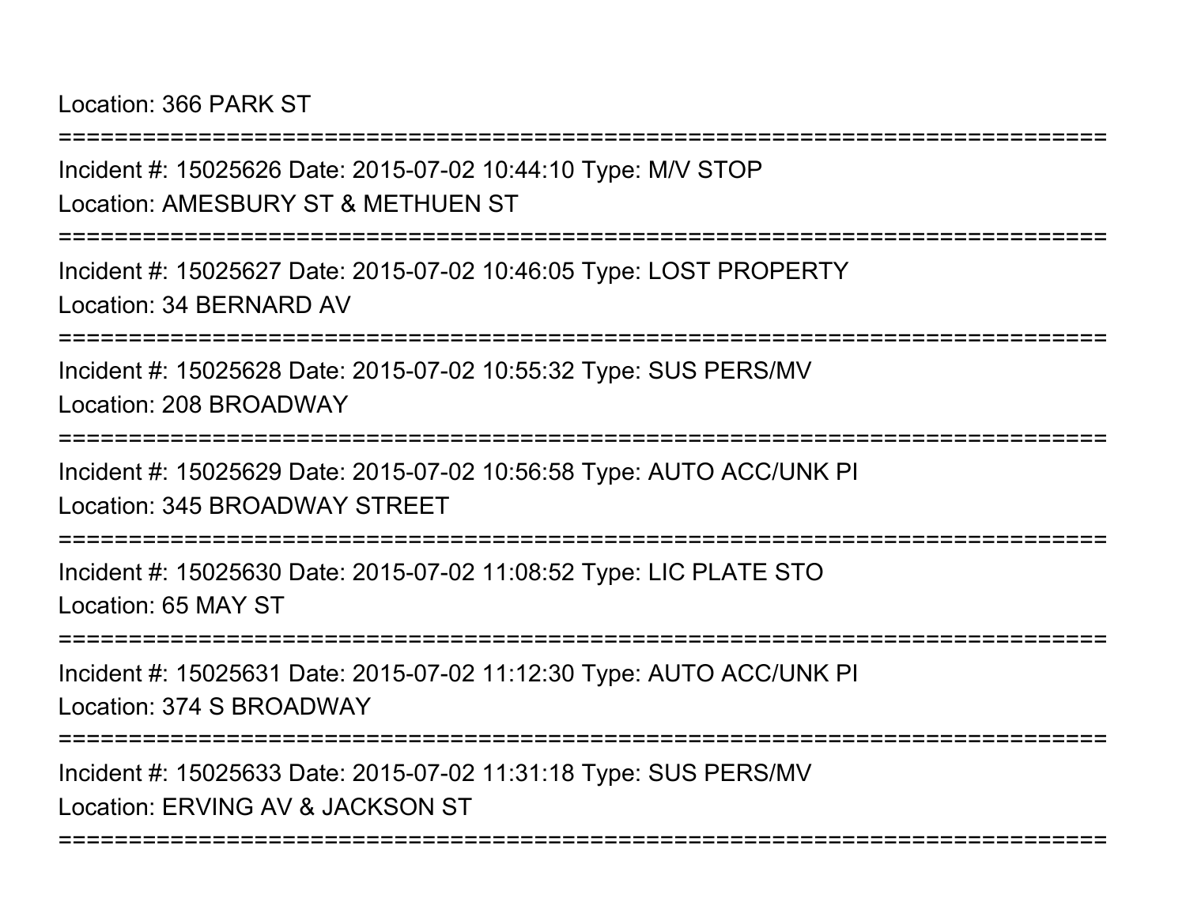Location: 366 PARK ST

===========================================================================

Incident #: 15025626 Date: 2015-07-02 10:44:10 Type: M/V STOP

Location: AMESBURY ST & METHUEN ST

===========================================================================

Incident #: 15025627 Date: 2015-07-02 10:46:05 Type: LOST PROPERTY

Location: 34 BERNARD AV

===========================================================================

Incident #: 15025628 Date: 2015-07-02 10:55:32 Type: SUS PERS/MV

Location: 208 BROADWAY

===========================================================================

Incident #: 15025629 Date: 2015-07-02 10:56:58 Type: AUTO ACC/UNK PI

Location: 345 BROADWAY STREET

===========================================================================

Incident #: 15025630 Date: 2015-07-02 11:08:52 Type: LIC PLATE STO

Location: 65 MAY ST

===========================================================================

Incident #: 15025631 Date: 2015-07-02 11:12:30 Type: AUTO ACC/UNK PI

Location: 374 S BROADWAY

===========================================================================

Incident #: 15025633 Date: 2015-07-02 11:31:18 Type: SUS PERS/MV

Location: ERVING AV & JACKSON ST

===========================================================================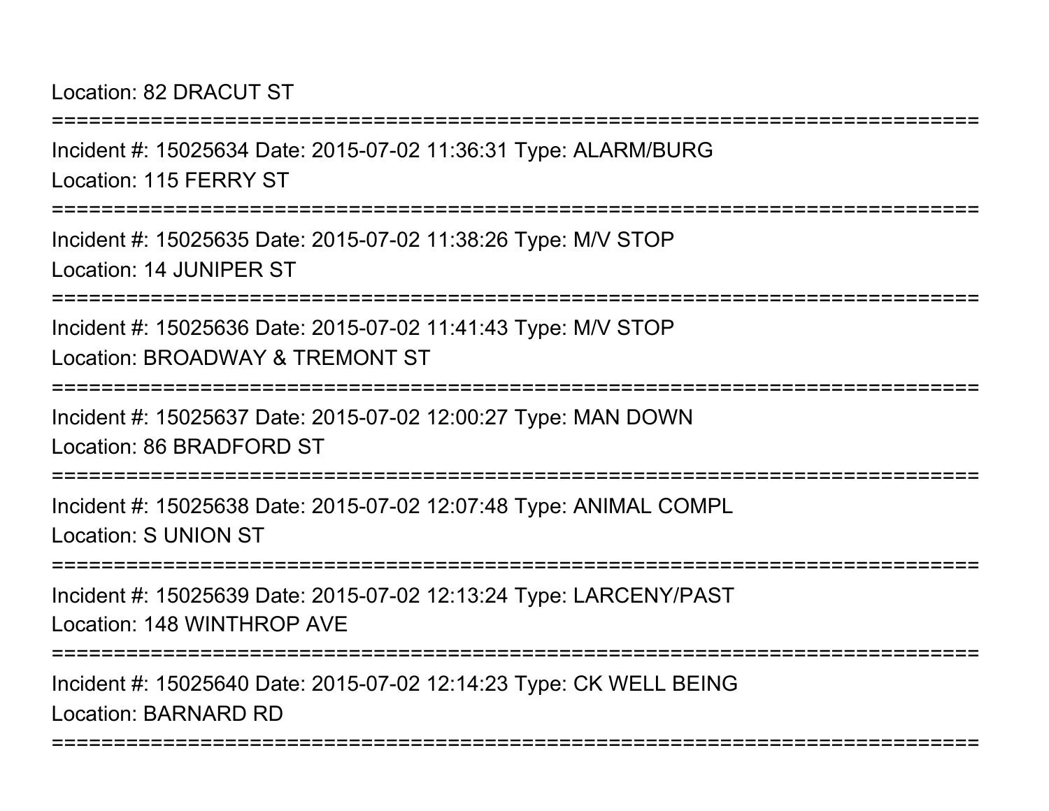Location: 82 DRACUT ST

===========================================================================

Incident #: 15025634 Date: 2015-07-02 11:36:31 Type: ALARM/BURG

Location: 115 FERRY ST

===========================================================================

Incident #: 15025635 Date: 2015-07-02 11:38:26 Type: M/V STOP

Location: 14 JUNIPER ST

===========================================================================

Incident #: 15025636 Date: 2015-07-02 11:41:43 Type: M/V STOP

Location: BROADWAY & TREMONT ST

===========================================================================

Incident #: 15025637 Date: 2015-07-02 12:00:27 Type: MAN DOWN

Location: 86 BRADFORD ST

===========================================================================

Incident #: 15025638 Date: 2015-07-02 12:07:48 Type: ANIMAL COMPL

Location: S UNION ST

===========================================================================

Incident #: 15025639 Date: 2015-07-02 12:13:24 Type: LARCENY/PAST

Location: 148 WINTHROP AVE

===========================================================================

Incident #: 15025640 Date: 2015-07-02 12:14:23 Type: CK WELL BEING

Location: BARNARD RD

===========================================================================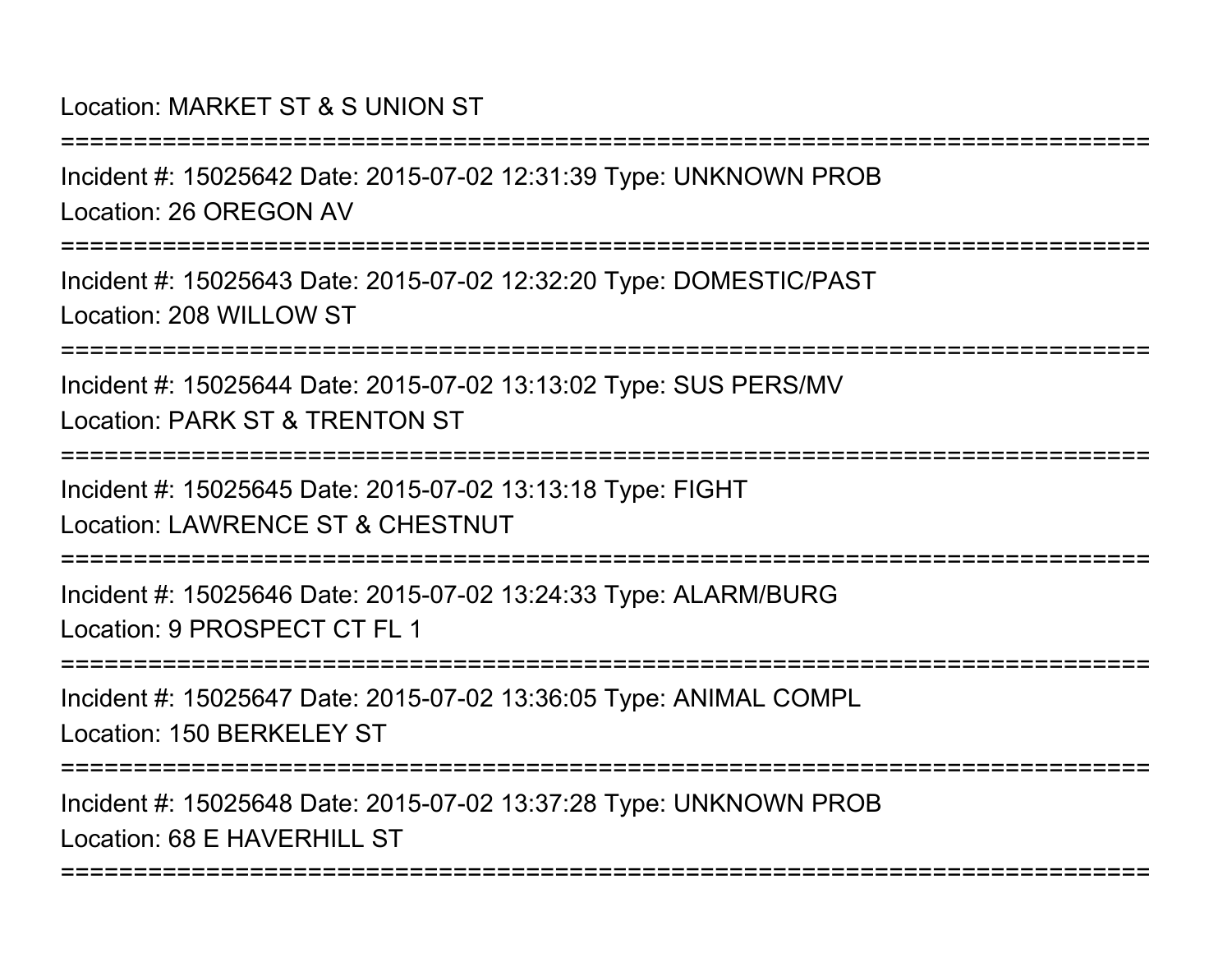Location: MARKET ST & S UNION ST

===========================================================================

Incident #: 15025642 Date: 2015-07-02 12:31:39 Type: UNKNOWN PROB

Location: 26 OREGON AV

===========================================================================

Incident #: 15025643 Date: 2015-07-02 12:32:20 Type: DOMESTIC/PAST

Location: 208 WILLOW ST

===========================================================================

Incident #: 15025644 Date: 2015-07-02 13:13:02 Type: SUS PERS/MV

Location: PARK ST & TRENTON ST

===========================================================================

Incident #: 15025645 Date: 2015-07-02 13:13:18 Type: FIGHT

Location: LAWRENCE ST & CHESTNUT

===========================================================================

Incident #: 15025646 Date: 2015-07-02 13:24:33 Type: ALARM/BURG

Location: 9 PROSPECT CT FL 1

===========================================================================

Incident #: 15025647 Date: 2015-07-02 13:36:05 Type: ANIMAL COMPL

Location: 150 BERKELEY ST

===========================================================================

Incident #: 15025648 Date: 2015-07-02 13:37:28 Type: UNKNOWN PROB

Location: 68 E HAVERHILL ST

===========================================================================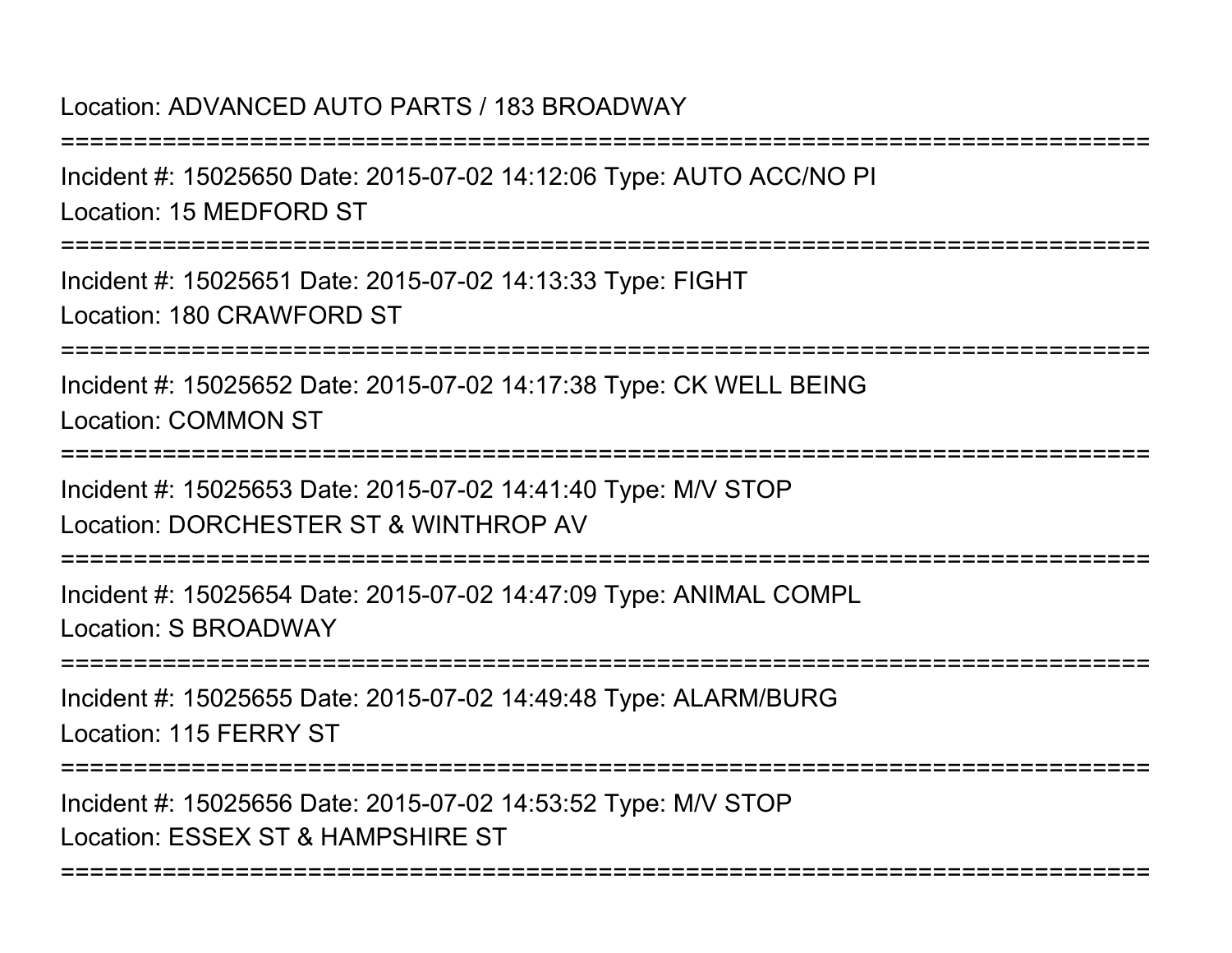Location: ADVANCED AUTO PARTS / 183 BROADWAY

===========================================================================

Incident #: 15025650 Date: 2015-07-02 14:12:06 Type: AUTO ACC/NO PI

Location: 15 MEDFORD ST

===========================================================================

Incident #: 15025651 Date: 2015-07-02 14:13:33 Type: FIGHT

Location: 180 CRAWFORD ST

===========================================================================

Incident #: 15025652 Date: 2015-07-02 14:17:38 Type: CK WELL BEING

Location: COMMON ST

===========================================================================

Incident #: 15025653 Date: 2015-07-02 14:41:40 Type: M/V STOP

Location: DORCHESTER ST & WINTHROP AV

===========================================================================

Incident #: 15025654 Date: 2015-07-02 14:47:09 Type: ANIMAL COMPL

Location: S BROADWAY

===========================================================================

Incident #: 15025655 Date: 2015-07-02 14:49:48 Type: ALARM/BURG

Location: 115 FERRY ST

===========================================================================

Incident #: 15025656 Date: 2015-07-02 14:53:52 Type: M/V STOP

Location: ESSEX ST & HAMPSHIRE ST

===========================================================================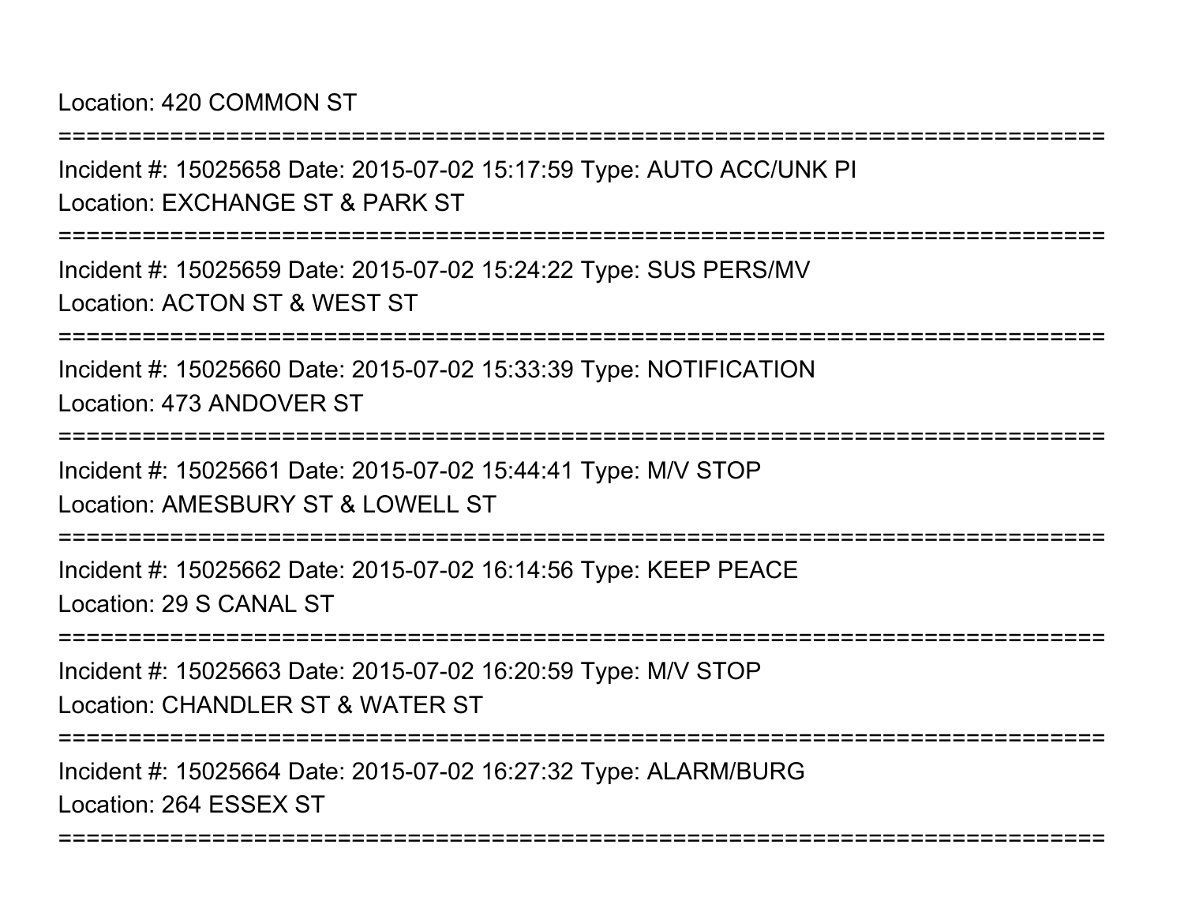Location: 420 COMMON ST

===========================================================================

Incident #: 15025658 Date: 2015-07-02 15:17:59 Type: AUTO ACC/UNK PI

Location: EXCHANGE ST & PARK ST

===========================================================================

Incident #: 15025659 Date: 2015-07-02 15:24:22 Type: SUS PERS/MV

Location: ACTON ST & WEST ST

===========================================================================

Incident #: 15025660 Date: 2015-07-02 15:33:39 Type: NOTIFICATION

Location: 473 ANDOVER ST

===========================================================================

Incident #: 15025661 Date: 2015-07-02 15:44:41 Type: M/V STOP

Location: AMESBURY ST & LOWELL ST

===========================================================================

Incident #: 15025662 Date: 2015-07-02 16:14:56 Type: KEEP PEACE

Location: 29 S CANAL ST

===========================================================================

Incident #: 15025663 Date: 2015-07-02 16:20:59 Type: M/V STOP

Location: CHANDLER ST & WATER ST

===========================================================================

Incident #: 15025664 Date: 2015-07-02 16:27:32 Type: ALARM/BURG

Location: 264 ESSEX ST

===========================================================================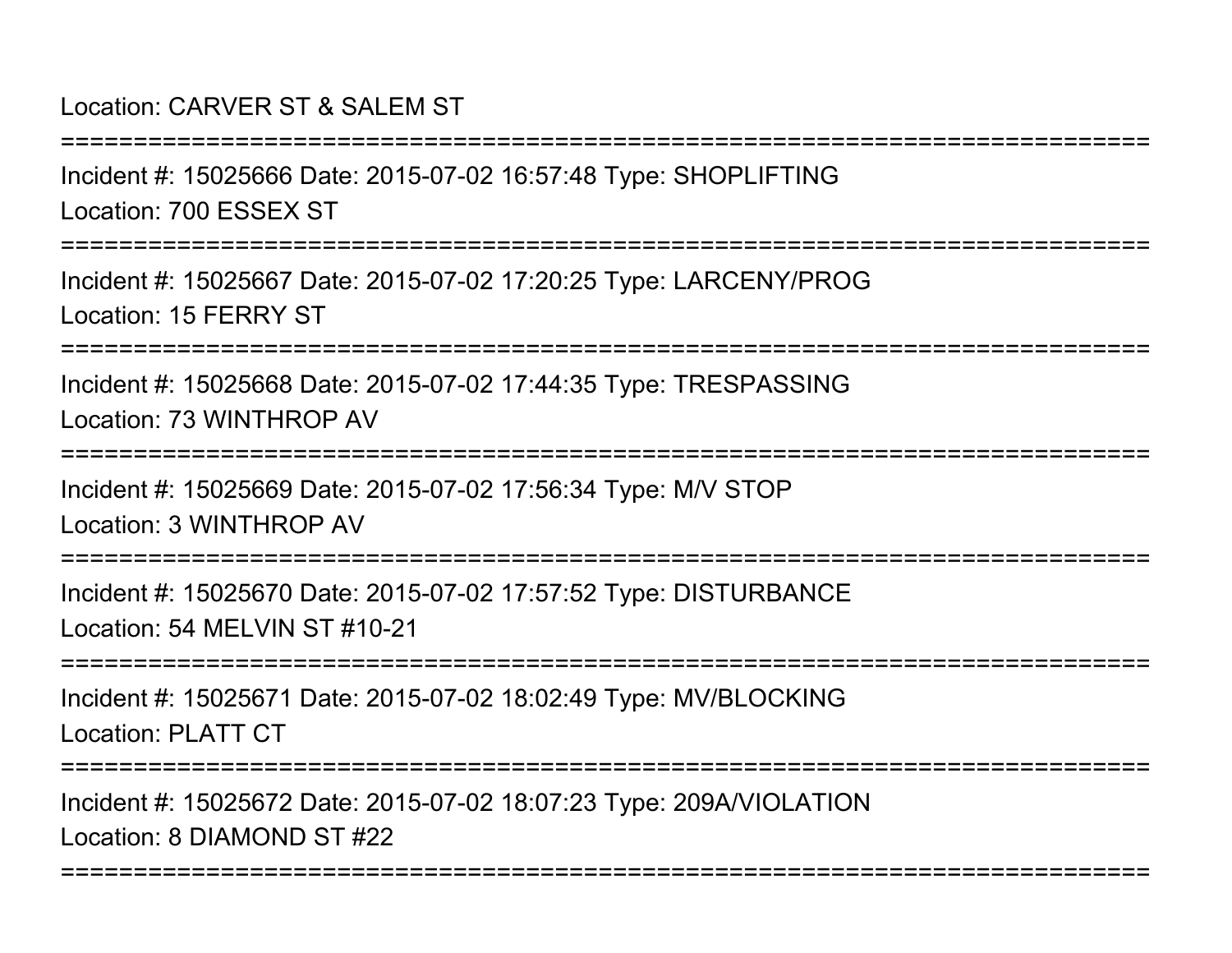Location: CARVER ST & SALEM ST

===========================================================================

Incident #: 15025666 Date: 2015-07-02 16:57:48 Type: SHOPLIFTING

Location: 700 ESSEX ST

===========================================================================

Incident #: 15025667 Date: 2015-07-02 17:20:25 Type: LARCENY/PROG

Location: 15 FERRY ST

===========================================================================

Incident #: 15025668 Date: 2015-07-02 17:44:35 Type: TRESPASSING

Location: 73 WINTHROP AV

===========================================================================

Incident #: 15025669 Date: 2015-07-02 17:56:34 Type: M/V STOP

Location: 3 WINTHROP AV

===========================================================================

Incident #: 15025670 Date: 2015-07-02 17:57:52 Type: DISTURBANCE

Location: 54 MELVIN ST #10-21

===========================================================================

Incident #: 15025671 Date: 2015-07-02 18:02:49 Type: MV/BLOCKING

Location: PLATT CT

===========================================================================

Incident #: 15025672 Date: 2015-07-02 18:07:23 Type: 209A/VIOLATION

Location: 8 DIAMOND ST #22

===========================================================================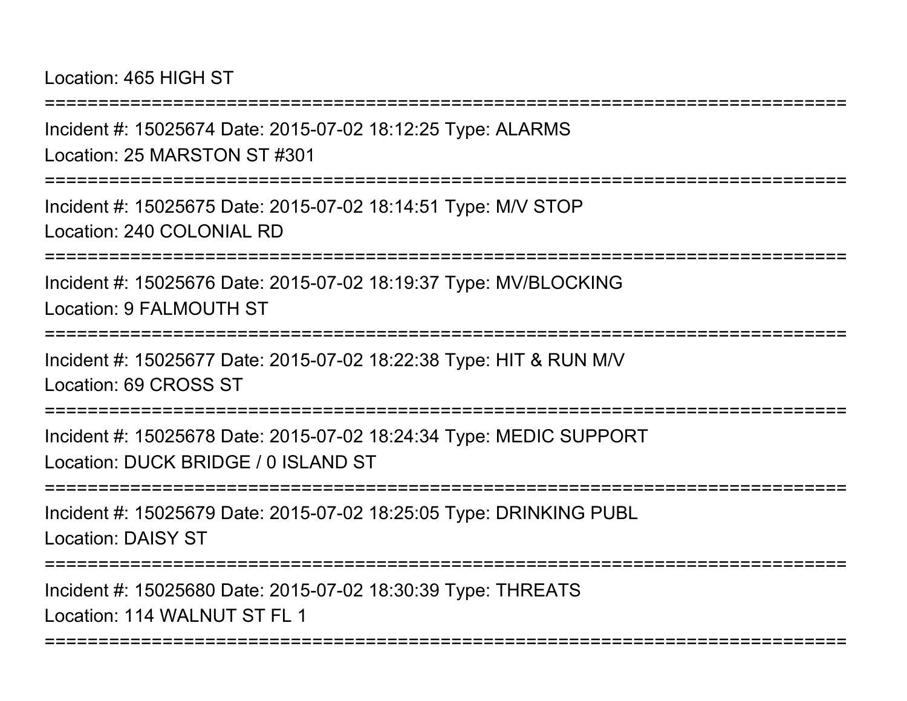Location: 465 HIGH ST

===========================================================================

Incident #: 15025674 Date: 2015-07-02 18:12:25 Type: ALARMS

Location: 25 MARSTON ST #301

===========================================================================

Incident #: 15025675 Date: 2015-07-02 18:14:51 Type: M/V STOP

Location: 240 COLONIAL RD

===========================================================================

Incident #: 15025676 Date: 2015-07-02 18:19:37 Type: MV/BLOCKING

Location: 9 FALMOUTH ST

===========================================================================

Incident #: 15025677 Date: 2015-07-02 18:22:38 Type: HIT & RUN M/V

Location: 69 CROSS ST

===========================================================================

Incident #: 15025678 Date: 2015-07-02 18:24:34 Type: MEDIC SUPPORT

Location: DUCK BRIDGE / 0 ISLAND ST

===========================================================================

Incident #: 15025679 Date: 2015-07-02 18:25:05 Type: DRINKING PUBL

Location: DAISY ST

===========================================================================

Incident #: 15025680 Date: 2015-07-02 18:30:39 Type: THREATS

Location: 114 WALNUT ST FL 1

===========================================================================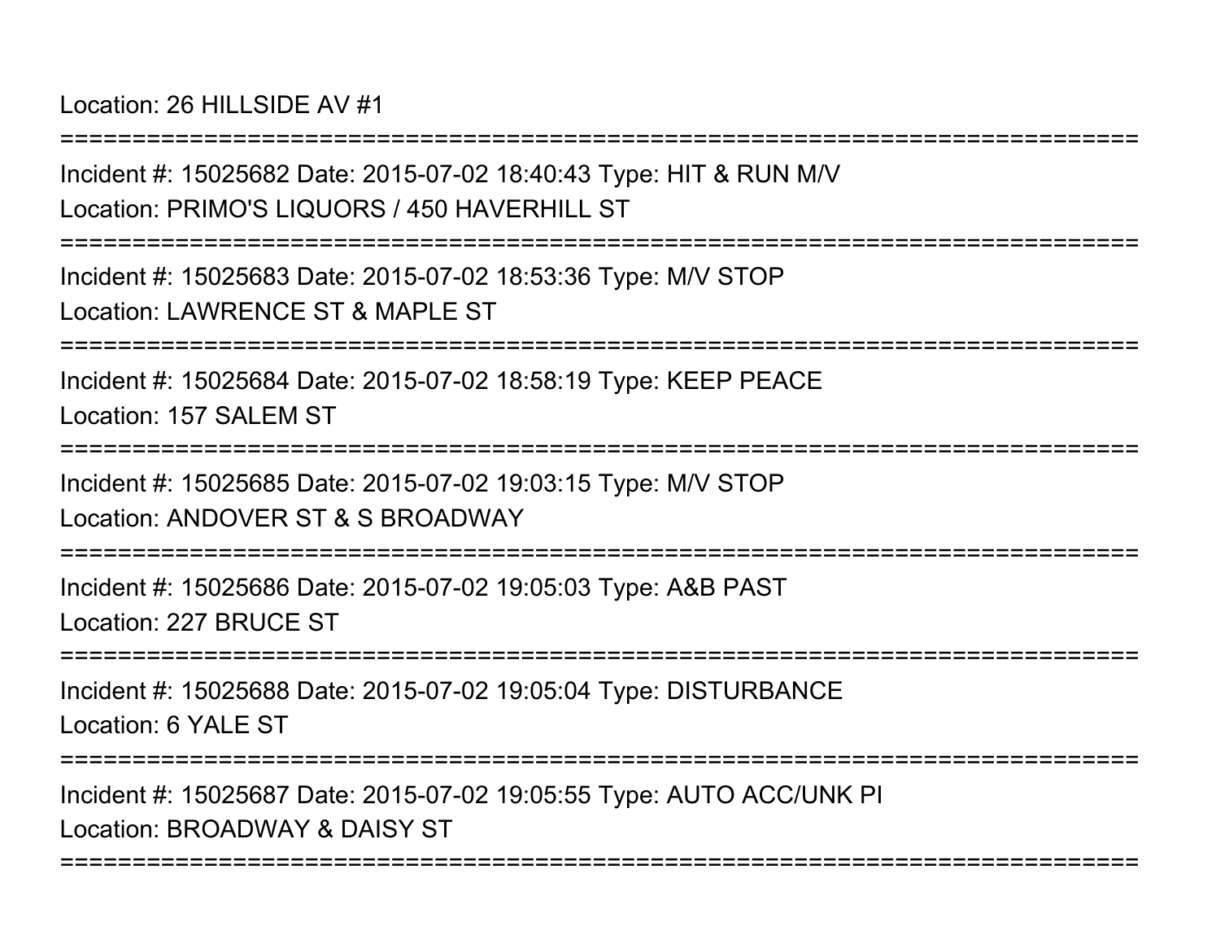Location: 26 HILLSIDE AV #1

===========================================================================

Incident #: 15025682 Date: 2015-07-02 18:40:43 Type: HIT & RUN M/V

Location: PRIMO'S LIQUORS / 450 HAVERHILL ST

===========================================================================

Incident #: 15025683 Date: 2015-07-02 18:53:36 Type: M/V STOP

Location: LAWRENCE ST & MAPLE ST

===========================================================================

Incident #: 15025684 Date: 2015-07-02 18:58:19 Type: KEEP PEACE

Location: 157 SALEM ST

===========================================================================

Incident #: 15025685 Date: 2015-07-02 19:03:15 Type: M/V STOP

Location: ANDOVER ST & S BROADWAY

===========================================================================

Incident #: 15025686 Date: 2015-07-02 19:05:03 Type: A&B PAST

Location: 227 BRUCE ST

===========================================================================

Incident #: 15025688 Date: 2015-07-02 19:05:04 Type: DISTURBANCE

Location: 6 YALE ST

===========================================================================

Incident #: 15025687 Date: 2015-07-02 19:05:55 Type: AUTO ACC/UNK PI

Location: BROADWAY & DAISY ST

===========================================================================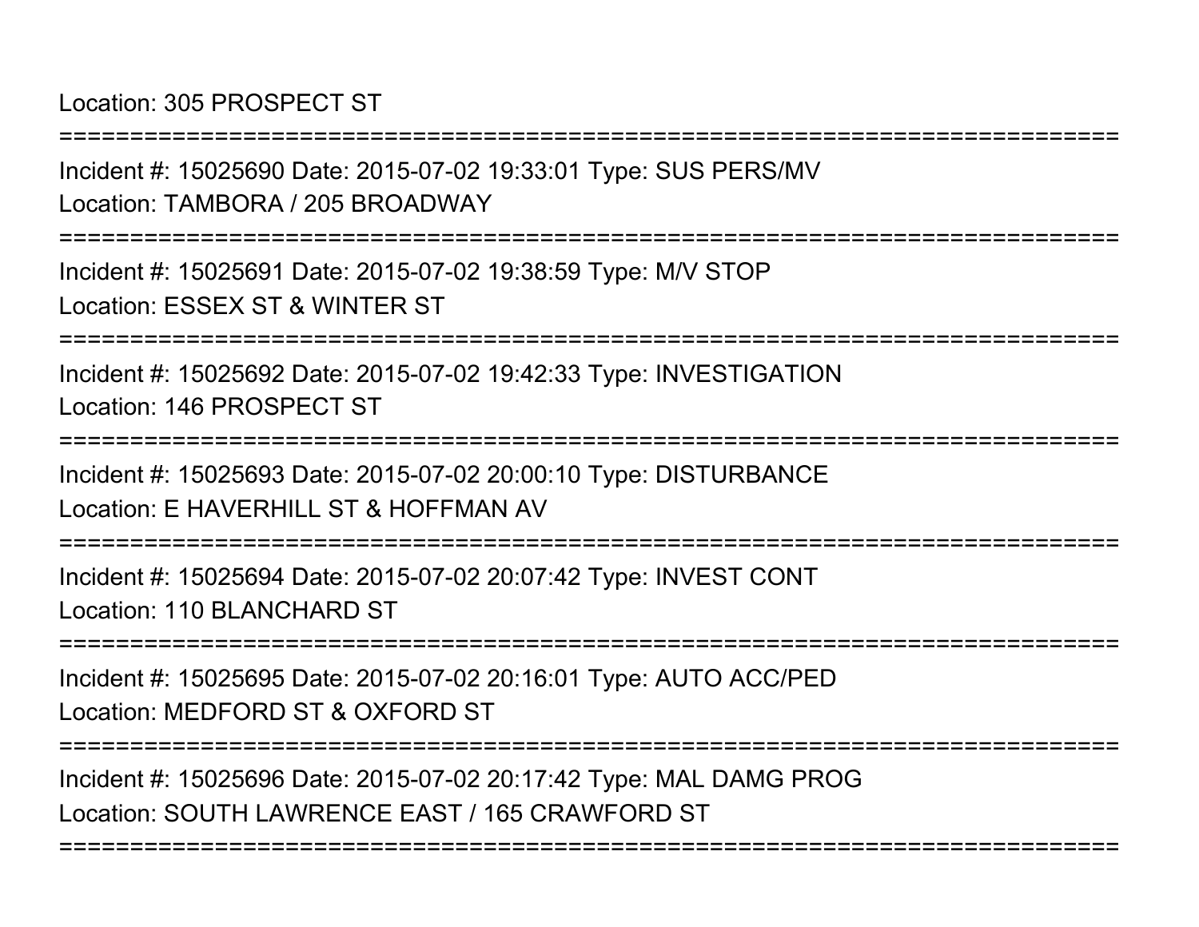Location: 305 PROSPECT ST

===========================================================================

Incident #: 15025690 Date: 2015-07-02 19:33:01 Type: SUS PERS/MV

Location: TAMBORA / 205 BROADWAY

===========================================================================

Incident #: 15025691 Date: 2015-07-02 19:38:59 Type: M/V STOP

Location: ESSEX ST & WINTER ST

===========================================================================

Incident #: 15025692 Date: 2015-07-02 19:42:33 Type: INVESTIGATION

Location: 146 PROSPECT ST

===========================================================================

Incident #: 15025693 Date: 2015-07-02 20:00:10 Type: DISTURBANCE

Location: E HAVERHILL ST & HOFFMAN AV

===========================================================================

Incident #: 15025694 Date: 2015-07-02 20:07:42 Type: INVEST CONT

Location: 110 BLANCHARD ST

===========================================================================

Incident #: 15025695 Date: 2015-07-02 20:16:01 Type: AUTO ACC/PED

Location: MEDFORD ST & OXFORD ST

===========================================================================

Incident #: 15025696 Date: 2015-07-02 20:17:42 Type: MAL DAMG PROG

Location: SOUTH LAWRENCE EAST / 165 CRAWFORD ST

===========================================================================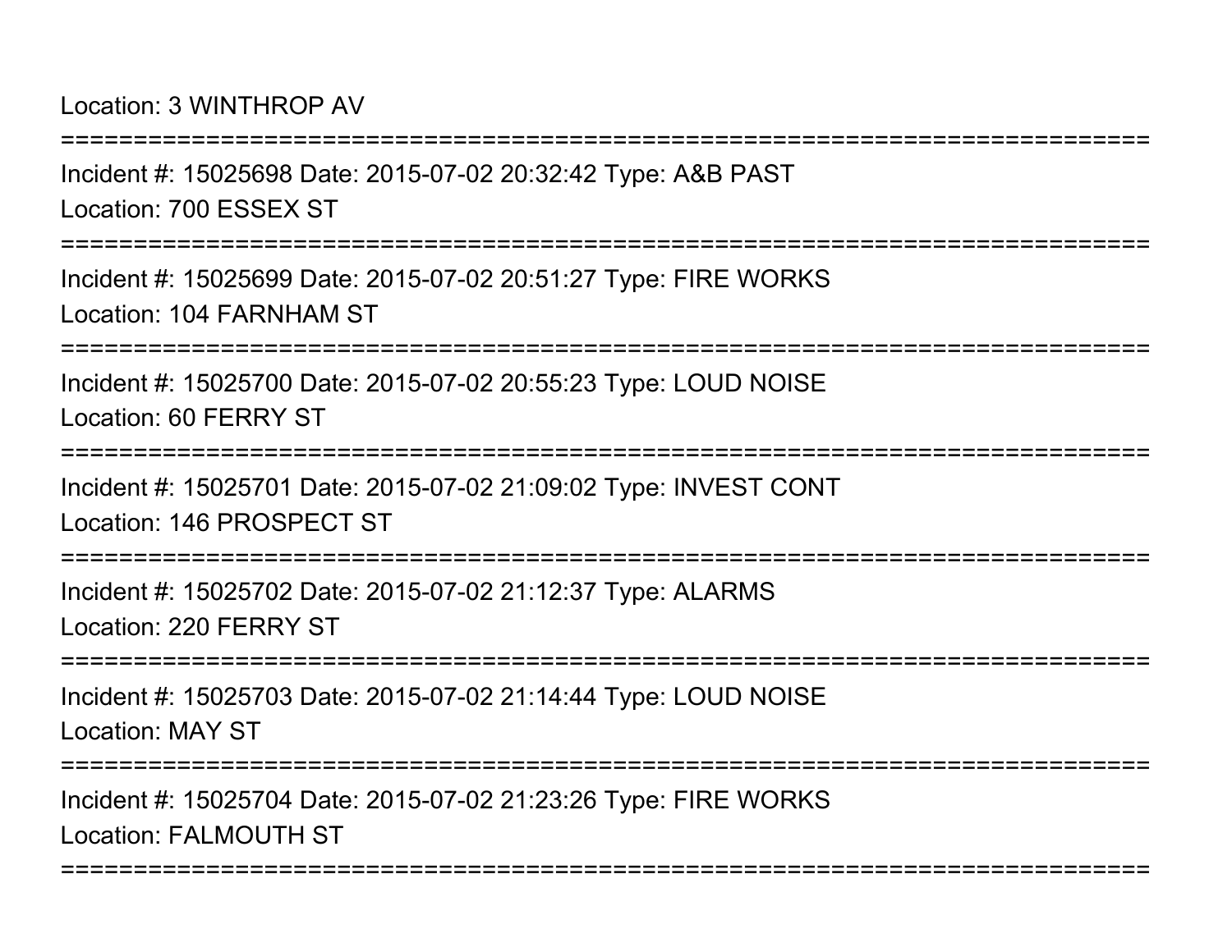Location: 3 WINTHROP AV

===========================================================================

Incident #: 15025698 Date: 2015-07-02 20:32:42 Type: A&B PAST

Location: 700 ESSEX ST

===========================================================================

Incident #: 15025699 Date: 2015-07-02 20:51:27 Type: FIRE WORKS

Location: 104 FARNHAM ST

===========================================================================

Incident #: 15025700 Date: 2015-07-02 20:55:23 Type: LOUD NOISE

Location: 60 FERRY ST

===========================================================================

Incident #: 15025701 Date: 2015-07-02 21:09:02 Type: INVEST CONT

Location: 146 PROSPECT ST

===========================================================================

Incident #: 15025702 Date: 2015-07-02 21:12:37 Type: ALARMS

Location: 220 FERRY ST

===========================================================================

Incident #: 15025703 Date: 2015-07-02 21:14:44 Type: LOUD NOISE

Location: MAY ST

===========================================================================

Incident #: 15025704 Date: 2015-07-02 21:23:26 Type: FIRE WORKS

Location: FALMOUTH ST

===========================================================================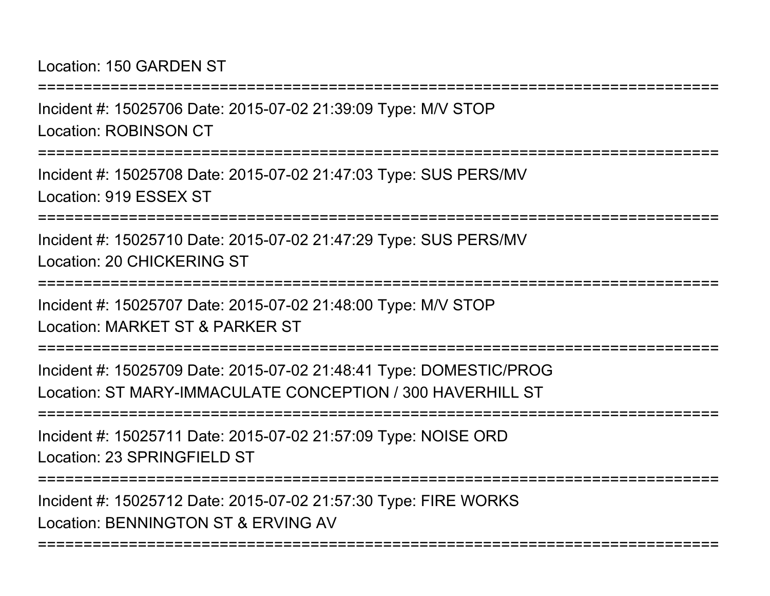Location: 150 GARDEN ST

===========================================================================

Incident #: 15025706 Date: 2015-07-02 21:39:09 Type: M/V STOP

Location: ROBINSON CT

===========================================================================

Incident #: 15025708 Date: 2015-07-02 21:47:03 Type: SUS PERS/MV

Location: 919 ESSEX ST

===========================================================================

Incident #: 15025710 Date: 2015-07-02 21:47:29 Type: SUS PERS/MV

Location: 20 CHICKERING ST

===========================================================================

Incident #: 15025707 Date: 2015-07-02 21:48:00 Type: M/V STOP

Location: MARKET ST & PARKER ST

===========================================================================

Incident #: 15025709 Date: 2015-07-02 21:48:41 Type: DOMESTIC/PROG

Location: ST MARY-IMMACULATE CONCEPTION / 300 HAVERHILL ST

===========================================================================

Incident #: 15025711 Date: 2015-07-02 21:57:09 Type: NOISE ORD

Location: 23 SPRINGFIELD ST

===========================================================================

Incident #: 15025712 Date: 2015-07-02 21:57:30 Type: FIRE WORKS

Location: BENNINGTON ST & ERVING AV

===========================================================================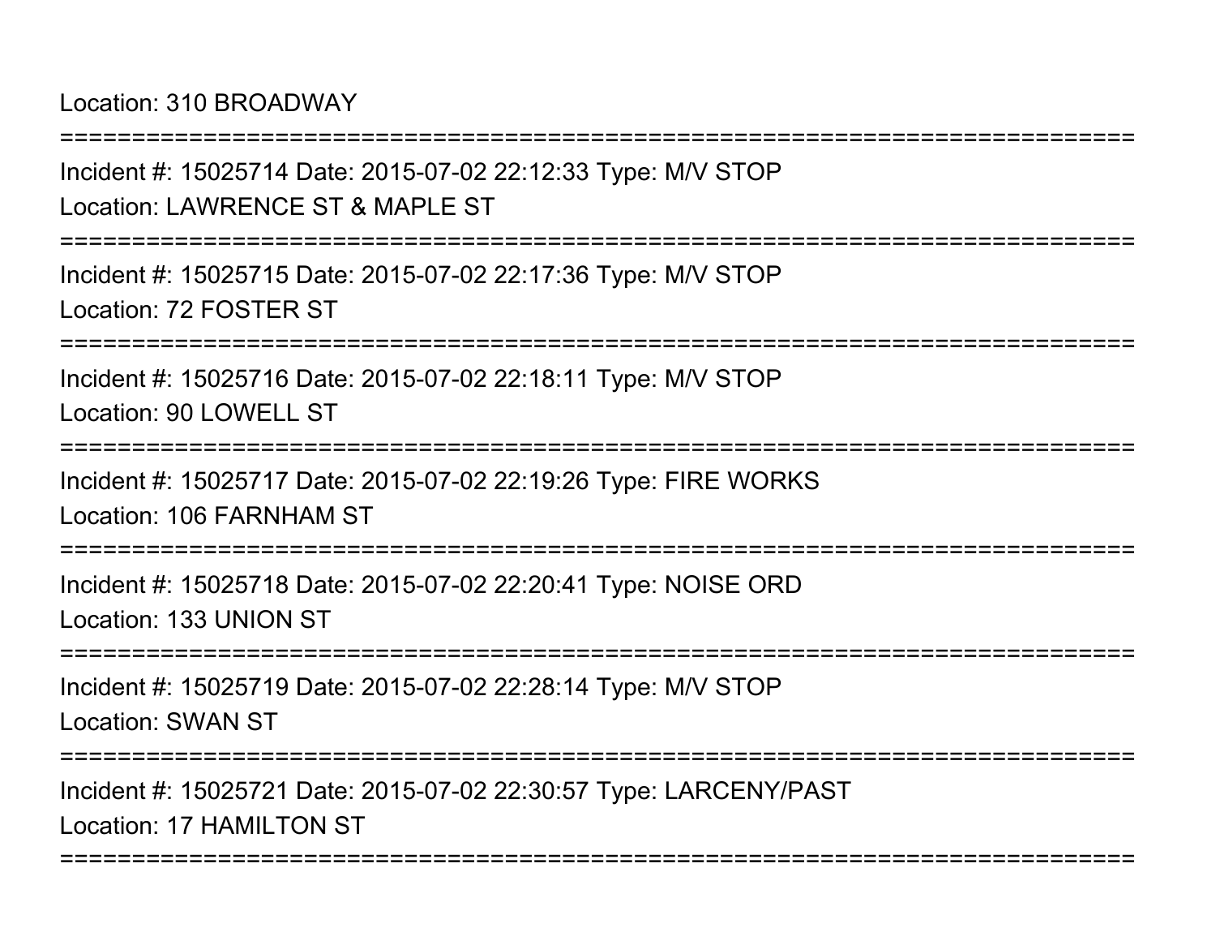Location: 310 BROADWAY

===========================================================================

Incident #: 15025714 Date: 2015-07-02 22:12:33 Type: M/V STOP

Location: LAWRENCE ST & MAPLE ST

===========================================================================

Incident #: 15025715 Date: 2015-07-02 22:17:36 Type: M/V STOP

Location: 72 FOSTER ST

===========================================================================

Incident #: 15025716 Date: 2015-07-02 22:18:11 Type: M/V STOP

Location: 90 LOWELL ST

===========================================================================

Incident #: 15025717 Date: 2015-07-02 22:19:26 Type: FIRE WORKS

Location: 106 FARNHAM ST

===========================================================================

Incident #: 15025718 Date: 2015-07-02 22:20:41 Type: NOISE ORD

Location: 133 UNION ST

===========================================================================

Incident #: 15025719 Date: 2015-07-02 22:28:14 Type: M/V STOP

Location: SWAN ST

===========================================================================

Incident #: 15025721 Date: 2015-07-02 22:30:57 Type: LARCENY/PAST

Location: 17 HAMILTON ST

===========================================================================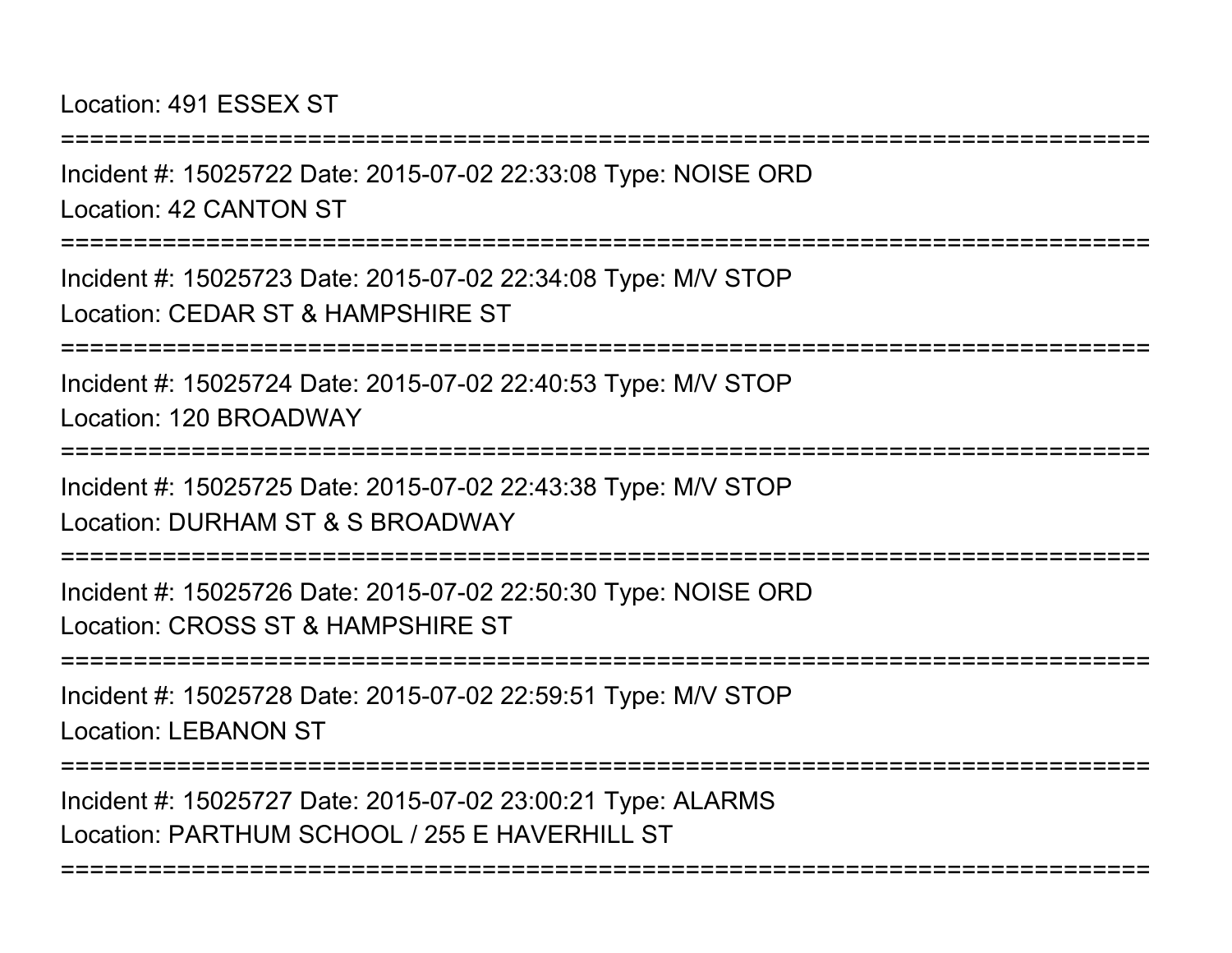Location: 491 ESSEX ST

===========================================================================

Incident #: 15025722 Date: 2015-07-02 22:33:08 Type: NOISE ORD

Location: 42 CANTON ST

===========================================================================

Incident #: 15025723 Date: 2015-07-02 22:34:08 Type: M/V STOP

Location: CEDAR ST & HAMPSHIRE ST

===========================================================================

Incident #: 15025724 Date: 2015-07-02 22:40:53 Type: M/V STOP

Location: 120 BROADWAY

===========================================================================

Incident #: 15025725 Date: 2015-07-02 22:43:38 Type: M/V STOP

Location: DURHAM ST & S BROADWAY

===========================================================================

Incident #: 15025726 Date: 2015-07-02 22:50:30 Type: NOISE ORD

Location: CROSS ST & HAMPSHIRE ST

===========================================================================

Incident #: 15025728 Date: 2015-07-02 22:59:51 Type: M/V STOP

Location: LEBANON ST

===========================================================================

Incident #: 15025727 Date: 2015-07-02 23:00:21 Type: ALARMS

Location: PARTHUM SCHOOL / 255 E HAVERHILL ST

===========================================================================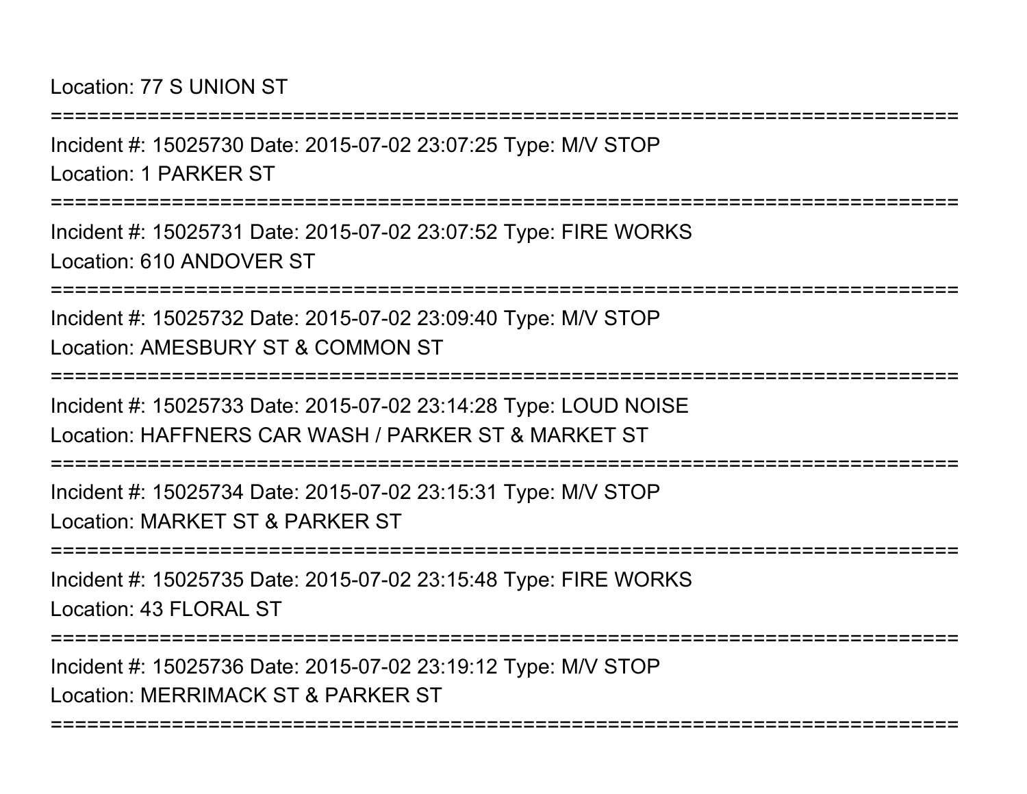Location: 77 S UNION ST

===========================================================================

Incident #: 15025730 Date: 2015-07-02 23:07:25 Type: M/V STOP

Location: 1 PARKER ST

===========================================================================

Incident #: 15025731 Date: 2015-07-02 23:07:52 Type: FIRE WORKS

Location: 610 ANDOVER ST

===========================================================================

Incident #: 15025732 Date: 2015-07-02 23:09:40 Type: M/V STOP

Location: AMESBURY ST & COMMON ST

===========================================================================

Incident #: 15025733 Date: 2015-07-02 23:14:28 Type: LOUD NOISE

Location: HAFFNERS CAR WASH / PARKER ST & MARKET ST

===========================================================================

Incident #: 15025734 Date: 2015-07-02 23:15:31 Type: M/V STOP

Location: MARKET ST & PARKER ST

===========================================================================

Incident #: 15025735 Date: 2015-07-02 23:15:48 Type: FIRE WORKS

Location: 43 FLORAL ST

===========================================================================

Incident #: 15025736 Date: 2015-07-02 23:19:12 Type: M/V STOP

Location: MERRIMACK ST & PARKER ST

===========================================================================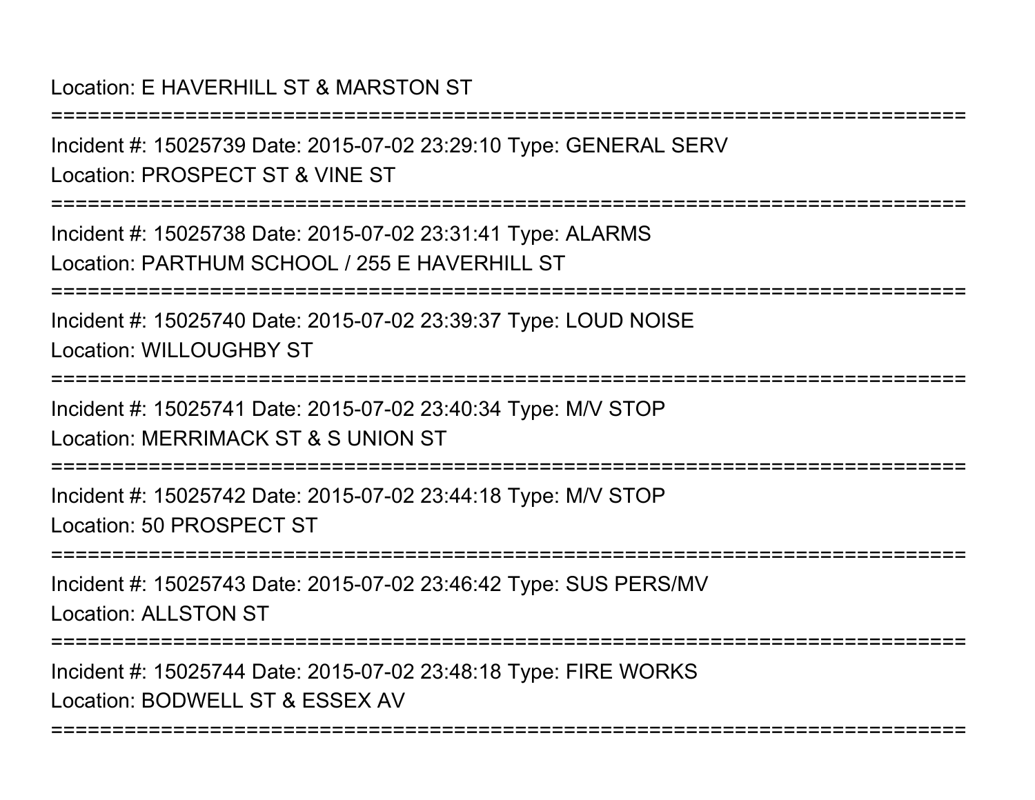Location: E HAVERHILL ST & MARSTON ST

===========================================================================

Incident #: 15025739 Date: 2015-07-02 23:29:10 Type: GENERAL SERV

Location: PROSPECT ST & VINE ST

===========================================================================

Incident #: 15025738 Date: 2015-07-02 23:31:41 Type: ALARMS

Location: PARTHUM SCHOOL / 255 E HAVERHILL ST

===========================================================================

Incident #: 15025740 Date: 2015-07-02 23:39:37 Type: LOUD NOISE

Location: WILLOUGHBY ST

===========================================================================

Incident #: 15025741 Date: 2015-07-02 23:40:34 Type: M/V STOP

Location: MERRIMACK ST & S UNION ST

===========================================================================

Incident #: 15025742 Date: 2015-07-02 23:44:18 Type: M/V STOP

Location: 50 PROSPECT ST

===========================================================================

Incident #: 15025743 Date: 2015-07-02 23:46:42 Type: SUS PERS/MV

Location: ALLSTON ST

===========================================================================

Incident #: 15025744 Date: 2015-07-02 23:48:18 Type: FIRE WORKS

Location: BODWELL ST & ESSEX AV

===========================================================================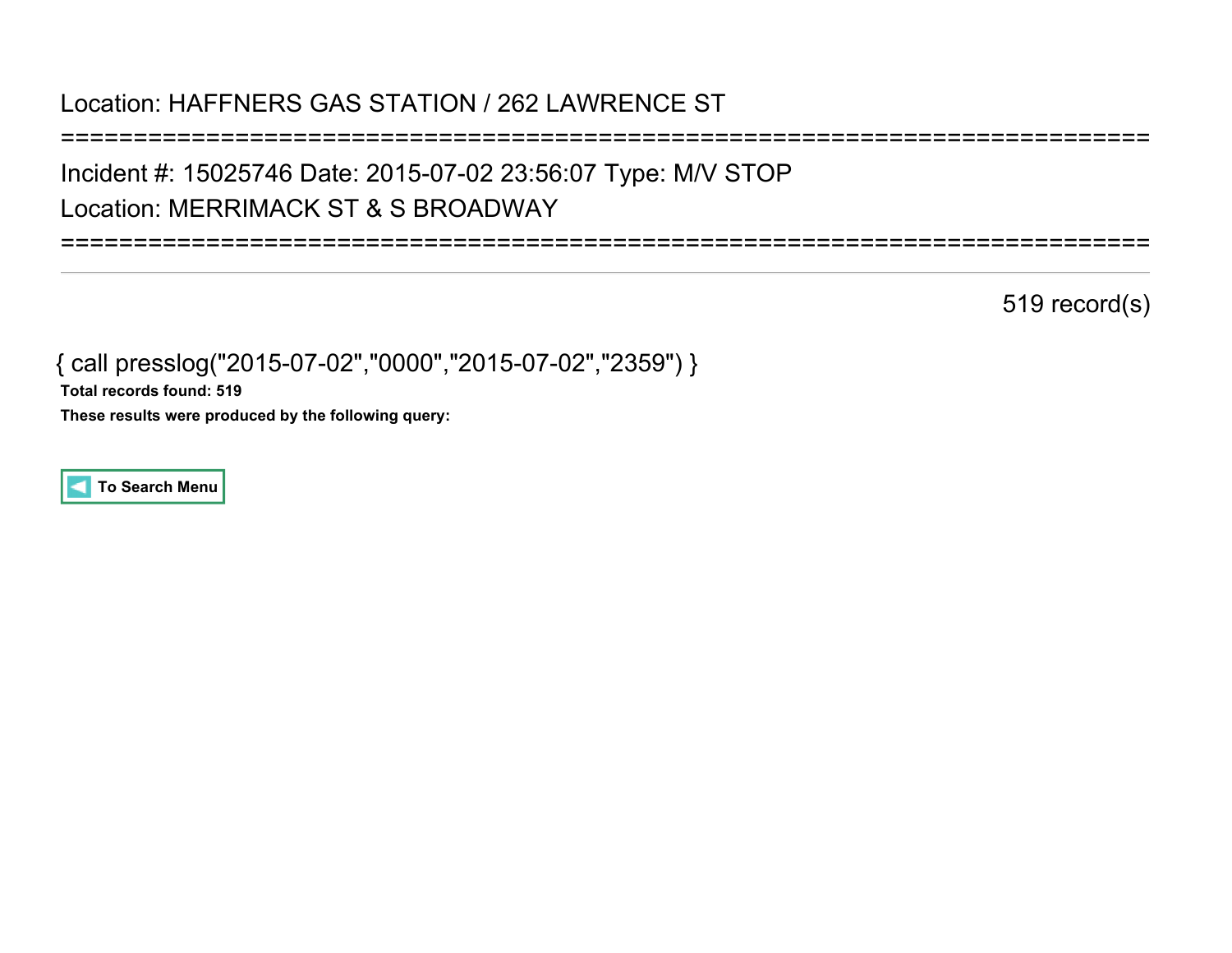Location: HAFFNERS GAS STATION / 262 LAWRENCE ST

===========================================================================

Incident #: 15025746 Date: 2015-07-02 23:56:07 Type: M/V STOP

Location: MERRIMACK ST & S BROADWAY

===========================================================================

---

519 record(s)

{ call presslog("2015-07-02","0000","2015-07-02","2359") }

**Total records found: 519**

**These results were produced by the following query:**

**To Search Menu**